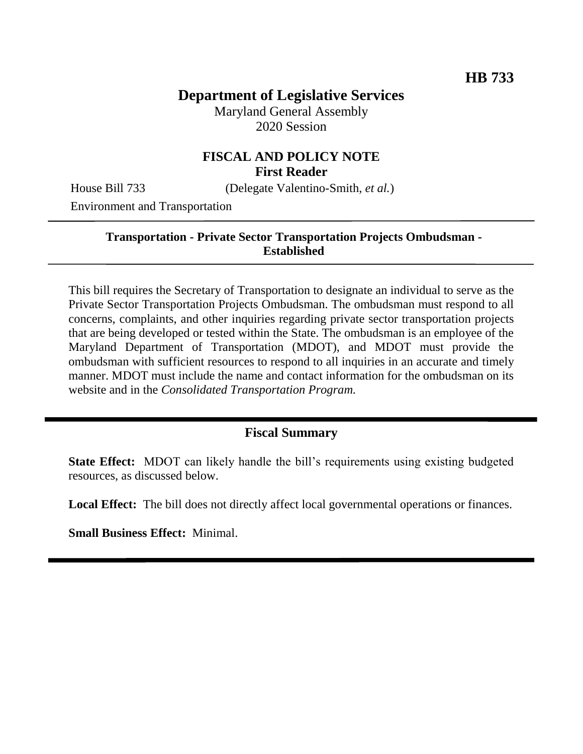**HB 733**

# Department of Legislative Services

Maryland General Assembly
2020 Session

## FISCAL AND POLICY NOTE
**First Reader**

House Bill 733 (Delegate Valentino-Smith, *et al.*)

Environment and Transportation

---

**Transportation - Private Sector Transportation Projects Ombudsman - Established**

---

This bill requires the Secretary of Transportation to designate an individual to serve as the Private Sector Transportation Projects Ombudsman. The ombudsman must respond to all concerns, complaints, and other inquiries regarding private sector transportation projects that are being developed or tested within the State. The ombudsman is an employee of the Maryland Department of Transportation (MDOT), and MDOT must provide the ombudsman with sufficient resources to respond to all inquiries in an accurate and timely manner. MDOT must include the name and contact information for the ombudsman on its website and in the *Consolidated Transportation Program.*

---

## Fiscal Summary

**State Effect:** MDOT can likely handle the bill's requirements using existing budgeted resources, as discussed below.

**Local Effect:** The bill does not directly affect local governmental operations or finances.

**Small Business Effect:** Minimal.

---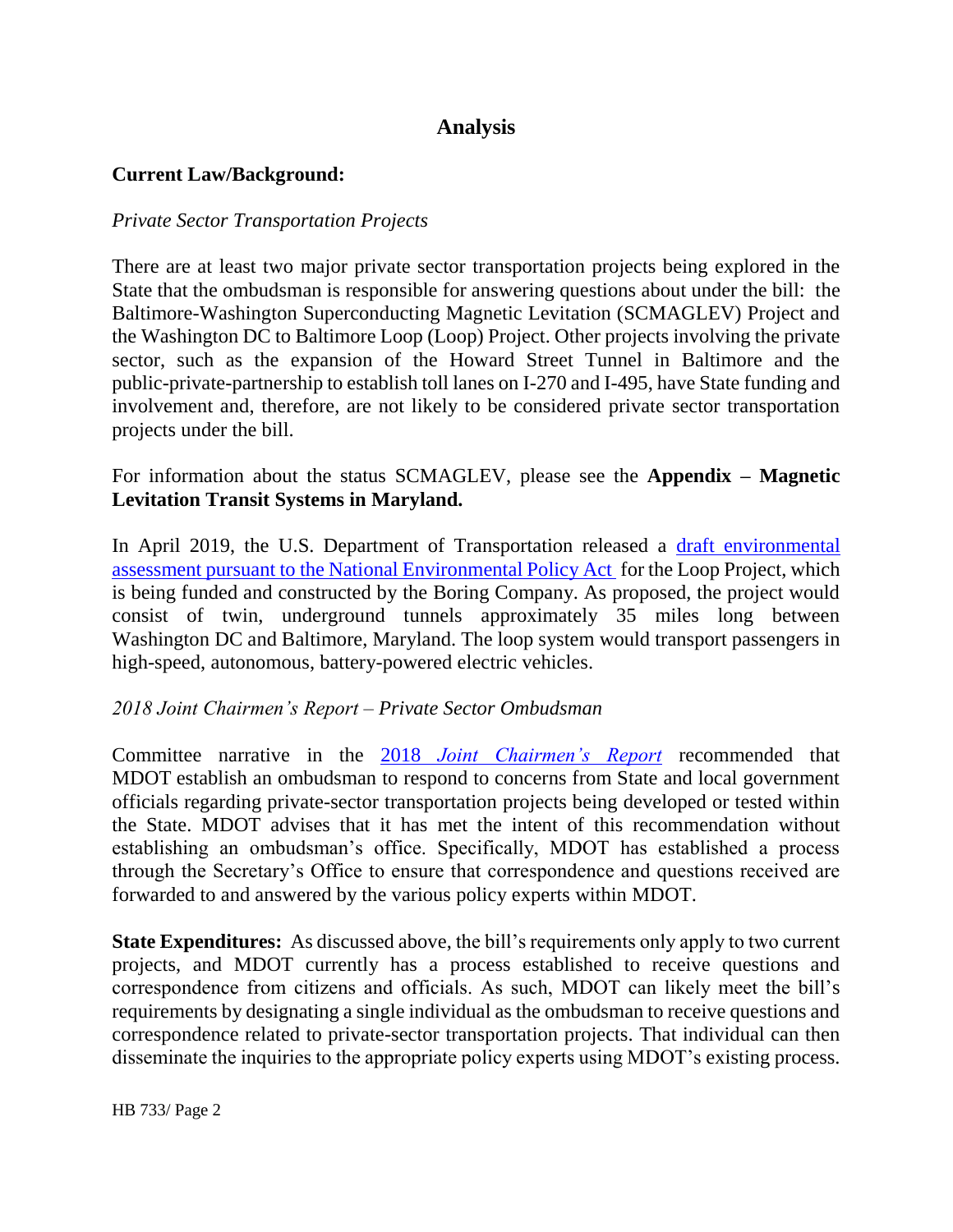## Analysis

**Current Law/Background:**

*Private Sector Transportation Projects*

There are at least two major private sector transportation projects being explored in the State that the ombudsman is responsible for answering questions about under the bill: the Baltimore-Washington Superconducting Magnetic Levitation (SCMAGLEV) Project and the Washington DC to Baltimore Loop (Loop) Project. Other projects involving the private sector, such as the expansion of the Howard Street Tunnel in Baltimore and the public-private-partnership to establish toll lanes on I-270 and I-495, have State funding and involvement and, therefore, are not likely to be considered private sector transportation projects under the bill.

For information about the status SCMAGLEV, please see the **Appendix – Magnetic Levitation Transit Systems in Maryland.**

In April 2019, the U.S. Department of Transportation released a draft environmental assessment pursuant to the National Environmental Policy Act for the Loop Project, which is being funded and constructed by the Boring Company. As proposed, the project would consist of twin, underground tunnels approximately 35 miles long between Washington DC and Baltimore, Maryland. The loop system would transport passengers in high-speed, autonomous, battery-powered electric vehicles.

*2018 Joint Chairmen's Report – Private Sector Ombudsman*

Committee narrative in the 2018 *Joint Chairmen's Report* recommended that MDOT establish an ombudsman to respond to concerns from State and local government officials regarding private-sector transportation projects being developed or tested within the State. MDOT advises that it has met the intent of this recommendation without establishing an ombudsman's office. Specifically, MDOT has established a process through the Secretary's Office to ensure that correspondence and questions received are forwarded to and answered by the various policy experts within MDOT.

**State Expenditures:** As discussed above, the bill's requirements only apply to two current projects, and MDOT currently has a process established to receive questions and correspondence from citizens and officials. As such, MDOT can likely meet the bill's requirements by designating a single individual as the ombudsman to receive questions and correspondence related to private-sector transportation projects. That individual can then disseminate the inquiries to the appropriate policy experts using MDOT's existing process.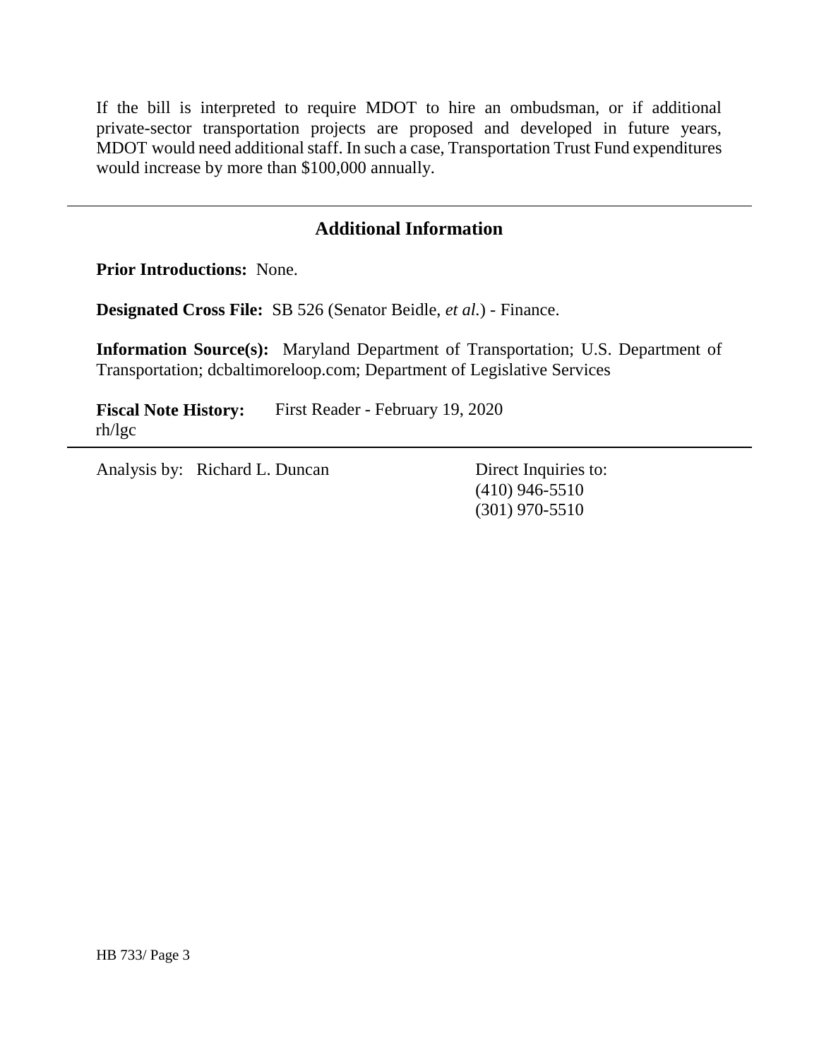If the bill is interpreted to require MDOT to hire an ombudsman, or if additional private-sector transportation projects are proposed and developed in future years, MDOT would need additional staff. In such a case, Transportation Trust Fund expenditures would increase by more than $100,000 annually.

## Additional Information

**Prior Introductions:** None.

**Designated Cross File:** SB 526 (Senator Beidle, *et al.*) - Finance.

**Information Source(s):** Maryland Department of Transportation; U.S. Department of Transportation; dcbaltimoreloop.com; Department of Legislative Services

**Fiscal Note History:** First Reader - February 19, 2020
rh/lgc

Analysis by: Richard L. Duncan

Direct Inquiries to:
(410) 946-5510
(301) 970-5510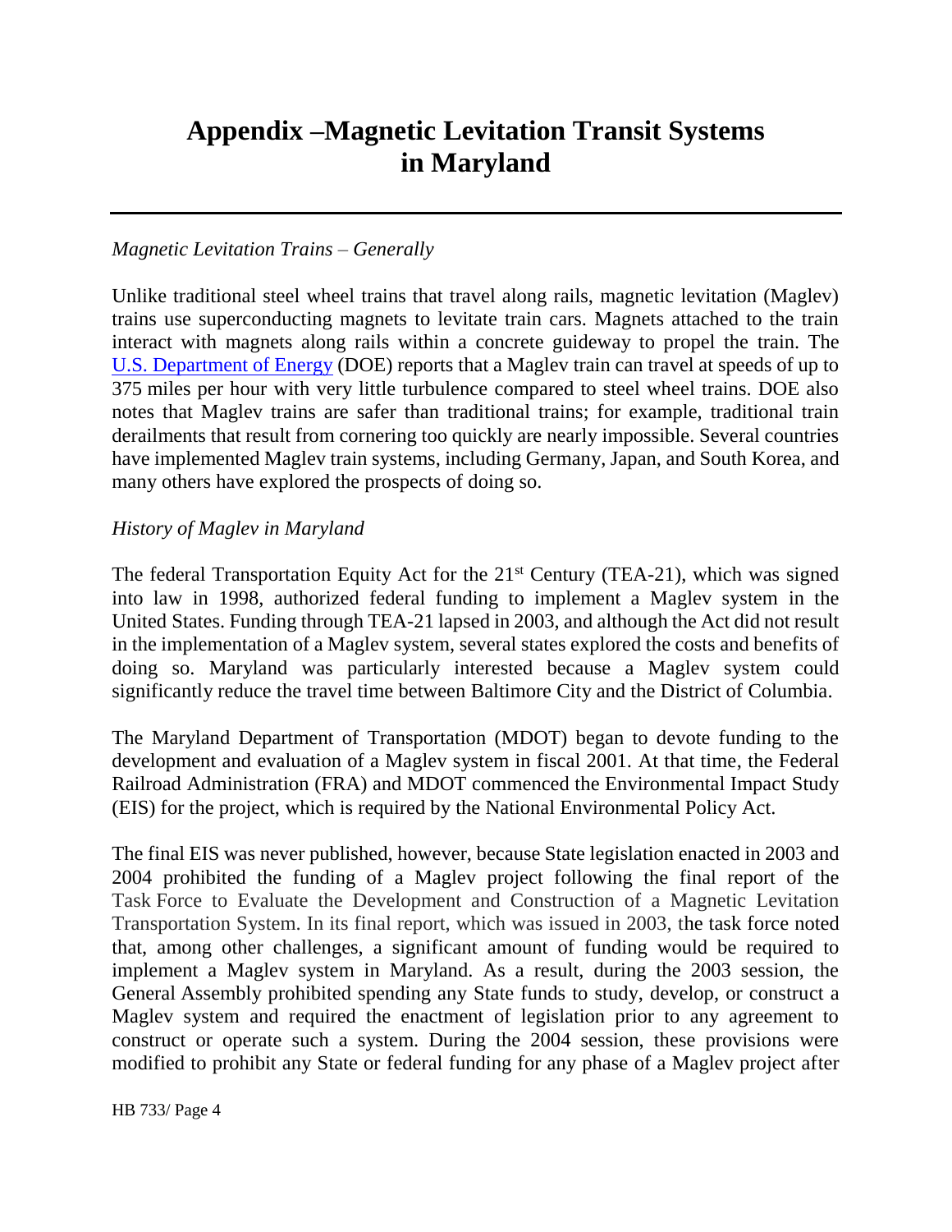# Appendix –Magnetic Levitation Transit Systems in Maryland

*Magnetic Levitation Trains – Generally*

Unlike traditional steel wheel trains that travel along rails, magnetic levitation (Maglev) trains use superconducting magnets to levitate train cars. Magnets attached to the train interact with magnets along rails within a concrete guideway to propel the train. The U.S. Department of Energy (DOE) reports that a Maglev train can travel at speeds of up to 375 miles per hour with very little turbulence compared to steel wheel trains. DOE also notes that Maglev trains are safer than traditional trains; for example, traditional train derailments that result from cornering too quickly are nearly impossible. Several countries have implemented Maglev train systems, including Germany, Japan, and South Korea, and many others have explored the prospects of doing so.

*History of Maglev in Maryland*

The federal Transportation Equity Act for the 21st Century (TEA-21), which was signed into law in 1998, authorized federal funding to implement a Maglev system in the United States. Funding through TEA-21 lapsed in 2003, and although the Act did not result in the implementation of a Maglev system, several states explored the costs and benefits of doing so. Maryland was particularly interested because a Maglev system could significantly reduce the travel time between Baltimore City and the District of Columbia.

The Maryland Department of Transportation (MDOT) began to devote funding to the development and evaluation of a Maglev system in fiscal 2001. At that time, the Federal Railroad Administration (FRA) and MDOT commenced the Environmental Impact Study (EIS) for the project, which is required by the National Environmental Policy Act.

The final EIS was never published, however, because State legislation enacted in 2003 and 2004 prohibited the funding of a Maglev project following the final report of the Task Force to Evaluate the Development and Construction of a Magnetic Levitation Transportation System. In its final report, which was issued in 2003, the task force noted that, among other challenges, a significant amount of funding would be required to implement a Maglev system in Maryland. As a result, during the 2003 session, the General Assembly prohibited spending any State funds to study, develop, or construct a Maglev system and required the enactment of legislation prior to any agreement to construct or operate such a system. During the 2004 session, these provisions were modified to prohibit any State or federal funding for any phase of a Maglev project after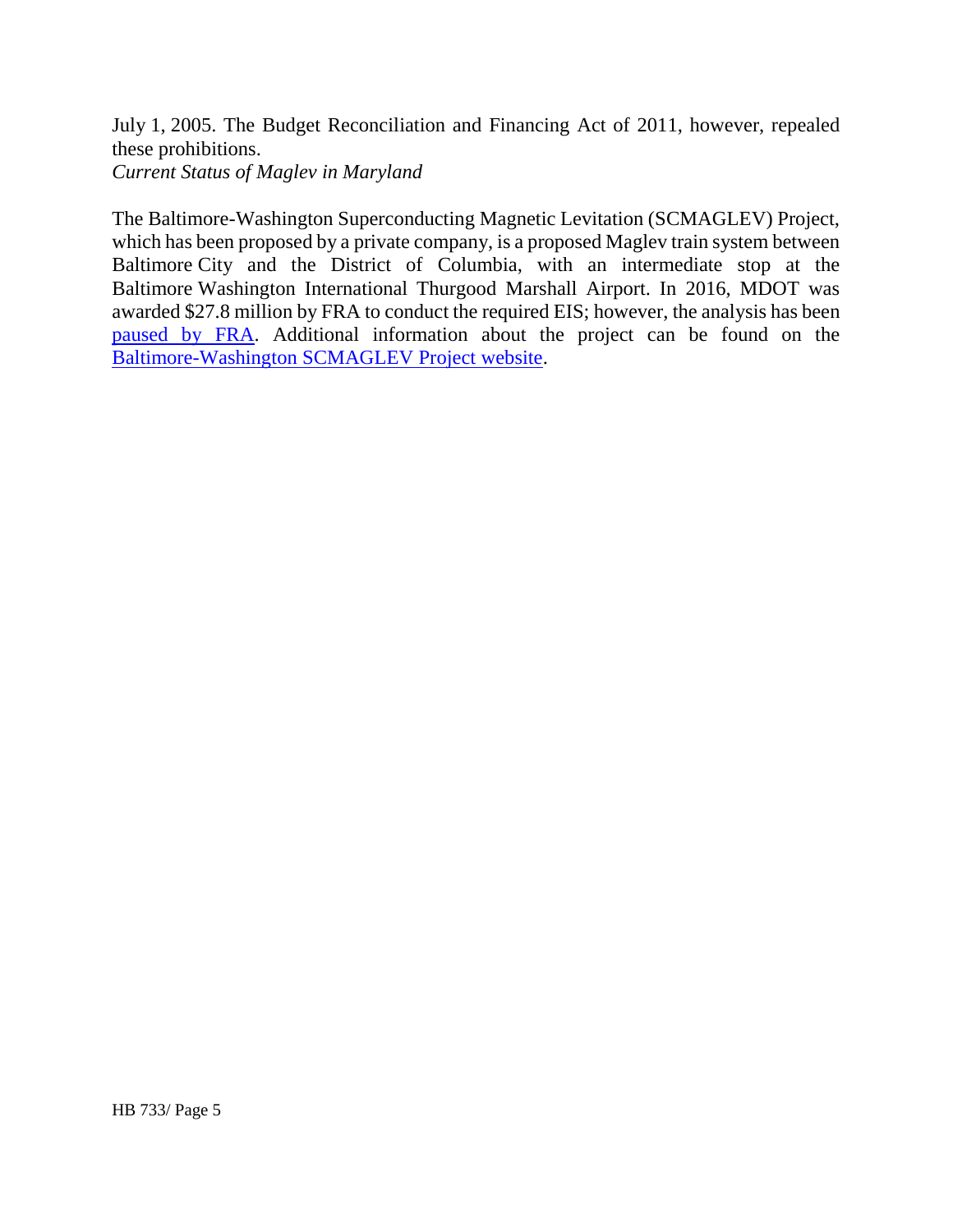July 1, 2005. The Budget Reconciliation and Financing Act of 2011, however, repealed these prohibitions.

*Current Status of Maglev in Maryland*

The Baltimore-Washington Superconducting Magnetic Levitation (SCMAGLEV) Project, which has been proposed by a private company, is a proposed Maglev train system between Baltimore City and the District of Columbia, with an intermediate stop at the Baltimore Washington International Thurgood Marshall Airport. In 2016, MDOT was awarded $27.8 million by FRA to conduct the required EIS; however, the analysis has been paused by FRA. Additional information about the project can be found on the Baltimore-Washington SCMAGLEV Project website.